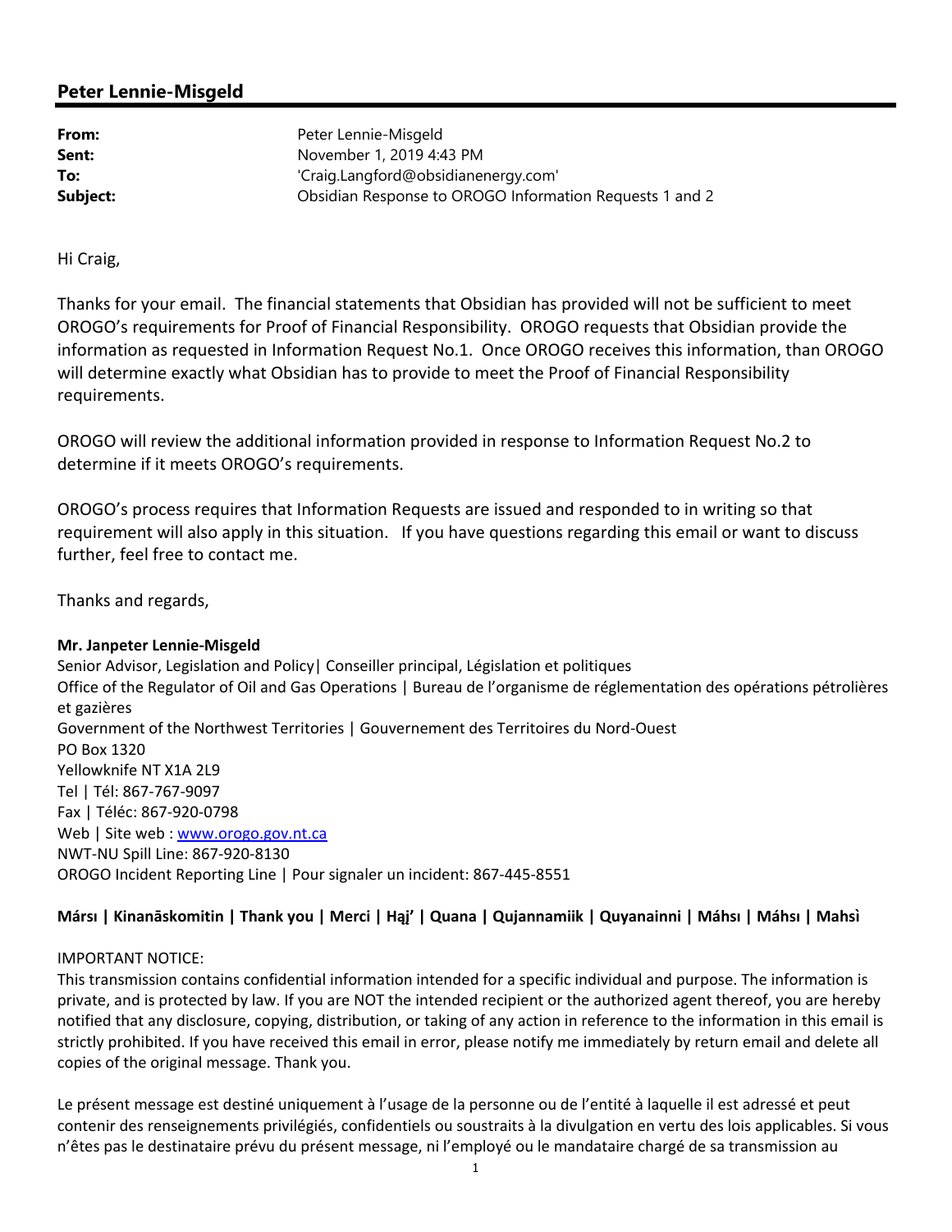## Peter Lennie-Misgeld

| | |
|---|---|
| **From:** | Peter Lennie-Misgeld |
| **Sent:** | November 1, 2019 4:43 PM |
| **To:** | 'Craig.Langford@obsidianenergy.com' |
| **Subject:** | Obsidian Response to OROGO Information Requests 1 and 2 |

Hi Craig,

Thanks for your email. The financial statements that Obsidian has provided will not be sufficient to meet OROGO's requirements for Proof of Financial Responsibility. OROGO requests that Obsidian provide the information as requested in Information Request No.1. Once OROGO receives this information, than OROGO will determine exactly what Obsidian has to provide to meet the Proof of Financial Responsibility requirements.

OROGO will review the additional information provided in response to Information Request No.2 to determine if it meets OROGO's requirements.

OROGO's process requires that Information Requests are issued and responded to in writing so that requirement will also apply in this situation. If you have questions regarding this email or want to discuss further, feel free to contact me.

Thanks and regards,

**Mr. Janpeter Lennie-Misgeld**
Senior Advisor, Legislation and Policy| Conseiller principal, Législation et politiques
Office of the Regulator of Oil and Gas Operations | Bureau de l'organisme de réglementation des opérations pétrolières et gazières
Government of the Northwest Territories | Gouvernement des Territoires du Nord-Ouest
PO Box 1320
Yellowknife NT X1A 2L9
Tel | Tél: 867-767-9097
Fax | Téléc: 867-920-0798
Web | Site web : www.orogo.gov.nt.ca
NWT-NU Spill Line: 867-920-8130
OROGO Incident Reporting Line | Pour signaler un incident: 867-445-8551

**Mársı | Kinanāskomitin | Thank you | Merci | Hąį' | Quana | Qujannamiik | Quyanainni | Máhsı | Máhsı | Mahsì**

IMPORTANT NOTICE:
This transmission contains confidential information intended for a specific individual and purpose. The information is private, and is protected by law. If you are NOT the intended recipient or the authorized agent thereof, you are hereby notified that any disclosure, copying, distribution, or taking of any action in reference to the information in this email is strictly prohibited. If you have received this email in error, please notify me immediately by return email and delete all copies of the original message. Thank you.

Le présent message est destiné uniquement à l'usage de la personne ou de l'entité à laquelle il est adressé et peut contenir des renseignements privilégiés, confidentiels ou soustraits à la divulgation en vertu des lois applicables. Si vous n'êtes pas le destinataire prévu du présent message, ni l'employé ou le mandataire chargé de sa transmission au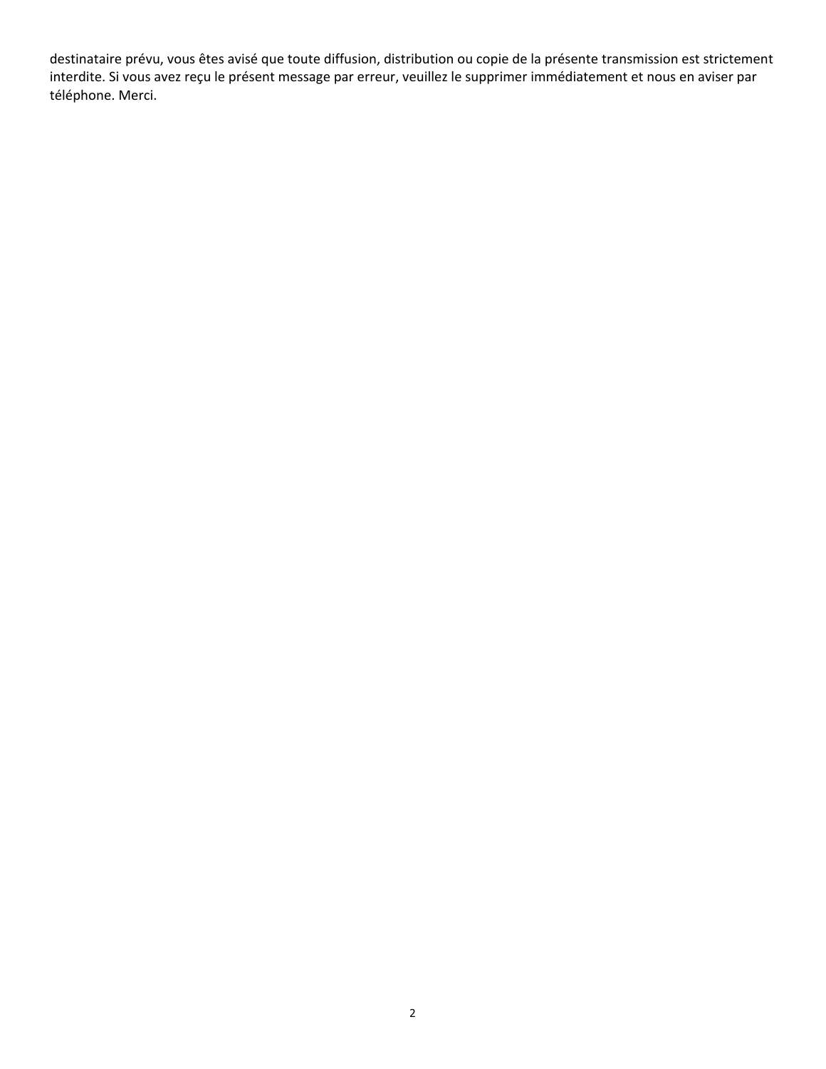destinataire prévu, vous êtes avisé que toute diffusion, distribution ou copie de la présente transmission est strictement interdite. Si vous avez reçu le présent message par erreur, veuillez le supprimer immédiatement et nous en aviser par téléphone. Merci.